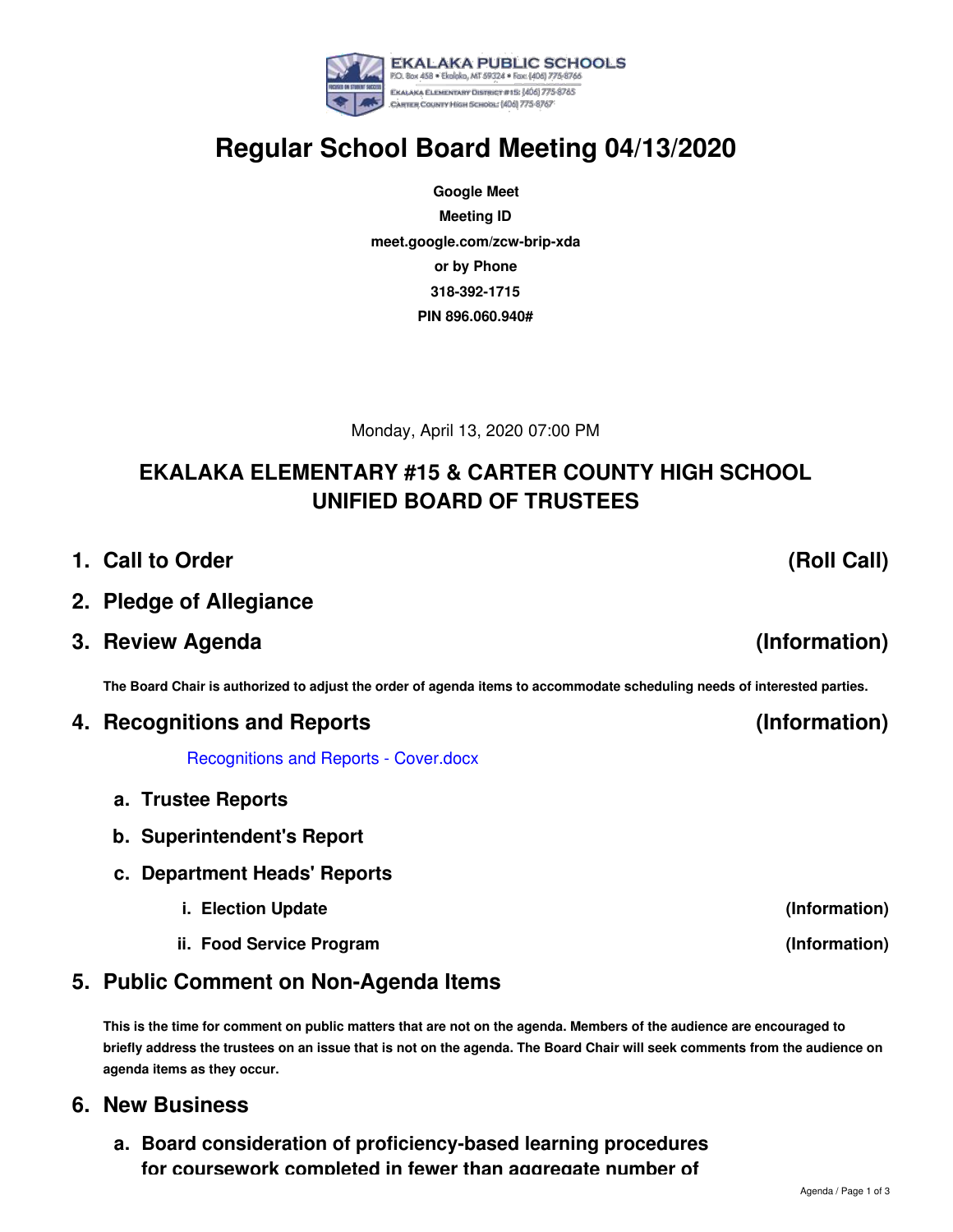EKALAKA PUBLIC SCHOOLS
P.O. Box 458 • Ekalaka, MT 59324 • Fax: (406) 775-8766
Ekalaka Elementary District #15: (406) 775-8765
Carter County High School: (406) 775-8767

# Regular School Board Meeting 04/13/2020

**Google Meet**
**Meeting ID**
**meet.google.com/zcw-brip-xda**
**or by Phone**
**318-392-1715**
**PIN 896.060.940#**

Monday, April 13, 2020 07:00 PM

## EKALAKA ELEMENTARY #15 & CARTER COUNTY HIGH SCHOOL UNIFIED BOARD OF TRUSTEES

## 1. Call to Order (Roll Call)

## 2. Pledge of Allegiance

## 3. Review Agenda (Information)

**The Board Chair is authorized to adjust the order of agenda items to accommodate scheduling needs of interested parties.**

## 4. Recognitions and Reports (Information)

Recognitions and Reports - Cover.docx

### a. Trustee Reports

### b. Superintendent's Report

### c. Department Heads' Reports

- **i. Election Update** (Information)
- **ii. Food Service Program** (Information)

## 5. Public Comment on Non-Agenda Items

**This is the time for comment on public matters that are not on the agenda. Members of the audience are encouraged to briefly address the trustees on an issue that is not on the agenda. The Board Chair will seek comments from the audience on agenda items as they occur.**

## 6. New Business

### a. Board consideration of proficiency-based learning procedures for coursework completed in fewer than aggregate number of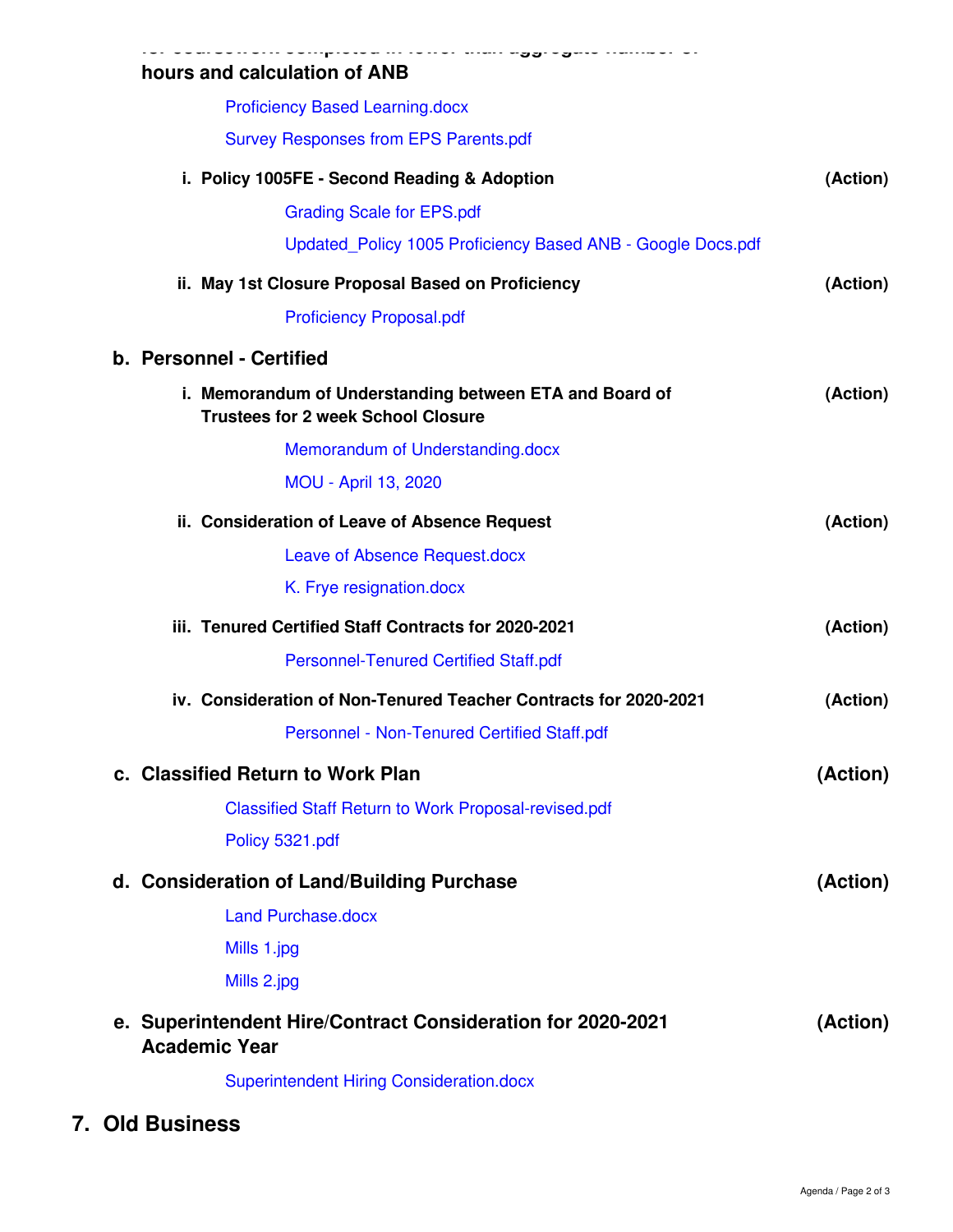hours and calculation of ANB

Proficiency Based Learning.docx

Survey Responses from EPS Parents.pdf

i. **Policy 1005FE - Second Reading & Adoption** **(Action)**

Grading Scale for EPS.pdf

Updated_Policy 1005 Proficiency Based ANB - Google Docs.pdf

ii. **May 1st Closure Proposal Based on Proficiency** **(Action)**

Proficiency Proposal.pdf

### b. Personnel - Certified

i. **Memorandum of Understanding between ETA and Board of Trustees for 2 week School Closure** **(Action)**

Memorandum of Understanding.docx

MOU - April 13, 2020

ii. **Consideration of Leave of Absence Request** **(Action)**

Leave of Absence Request.docx

K. Frye resignation.docx

iii. **Tenured Certified Staff Contracts for 2020-2021** **(Action)**

Personnel-Tenured Certified Staff.pdf

iv. **Consideration of Non-Tenured Teacher Contracts for 2020-2021** **(Action)**

Personnel - Non-Tenured Certified Staff.pdf

### c. Classified Return to Work Plan **(Action)**

Classified Staff Return to Work Proposal-revised.pdf

Policy 5321.pdf

### d. Consideration of Land/Building Purchase **(Action)**

Land Purchase.docx

Mills 1.jpg

Mills 2.jpg

### e. Superintendent Hire/Contract Consideration for 2020-2021 Academic Year **(Action)**

Superintendent Hiring Consideration.docx

## 7. Old Business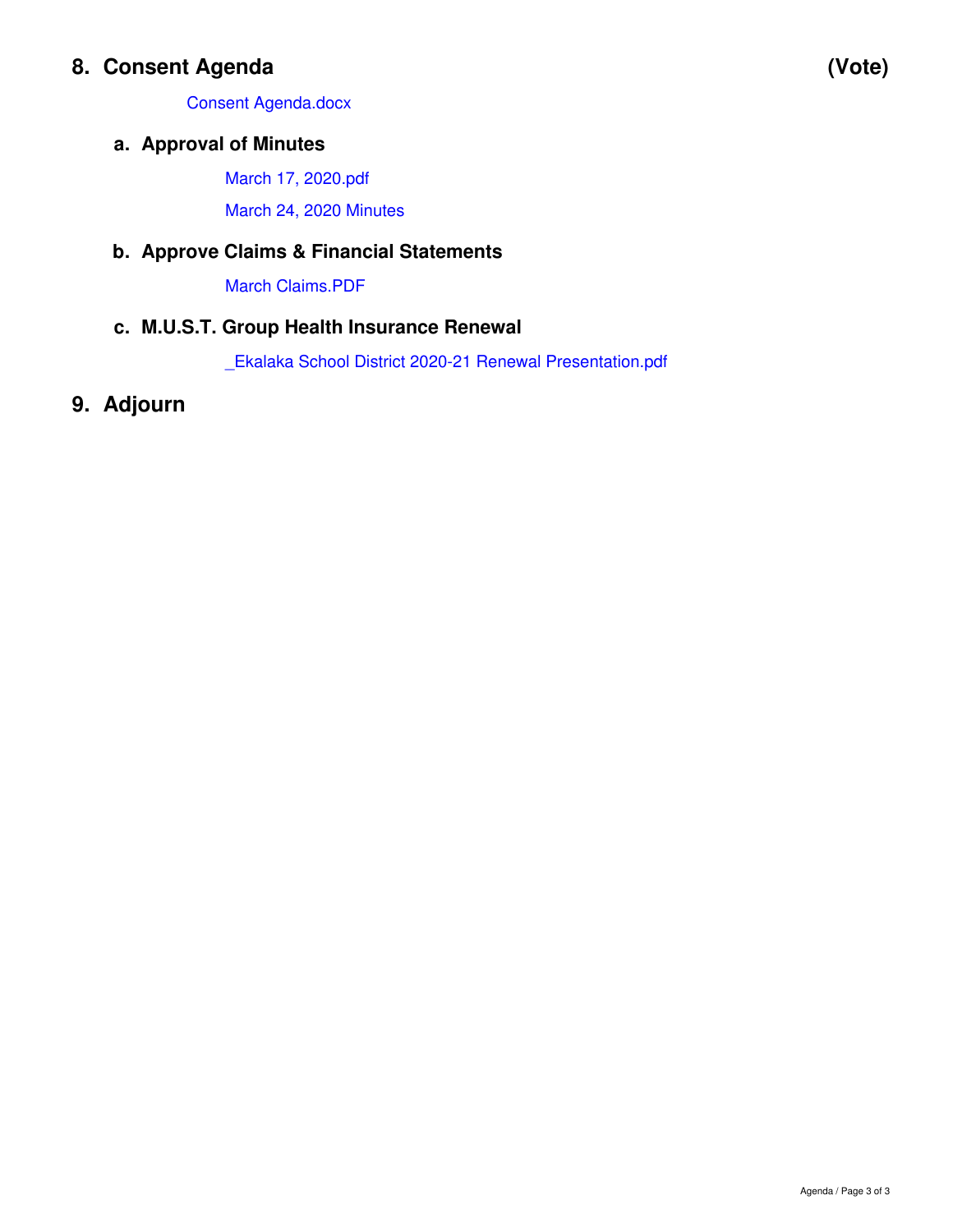## 8. Consent Agenda (Vote)

Consent Agenda.docx

### a. Approval of Minutes

March 17, 2020.pdf

March 24, 2020 Minutes

### b. Approve Claims & Financial Statements

March Claims.PDF

### c. M.U.S.T. Group Health Insurance Renewal

_Ekalaka School District 2020-21 Renewal Presentation.pdf

## 9. Adjourn